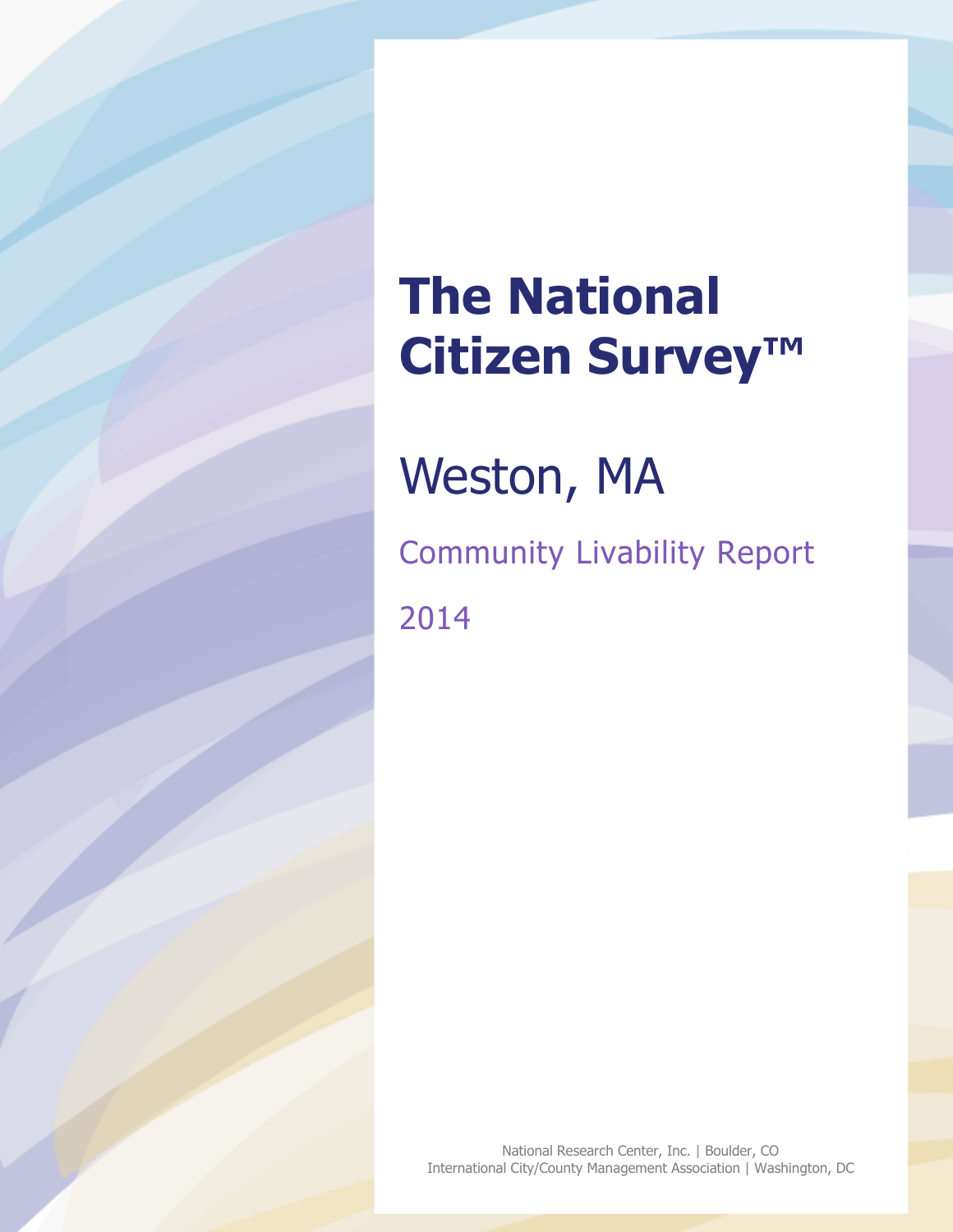# The National Citizen Survey™

## Weston, MA

### Community Livability Report

2014

National Research Center, Inc. | Boulder, CO
International City/County Management Association | Washington, DC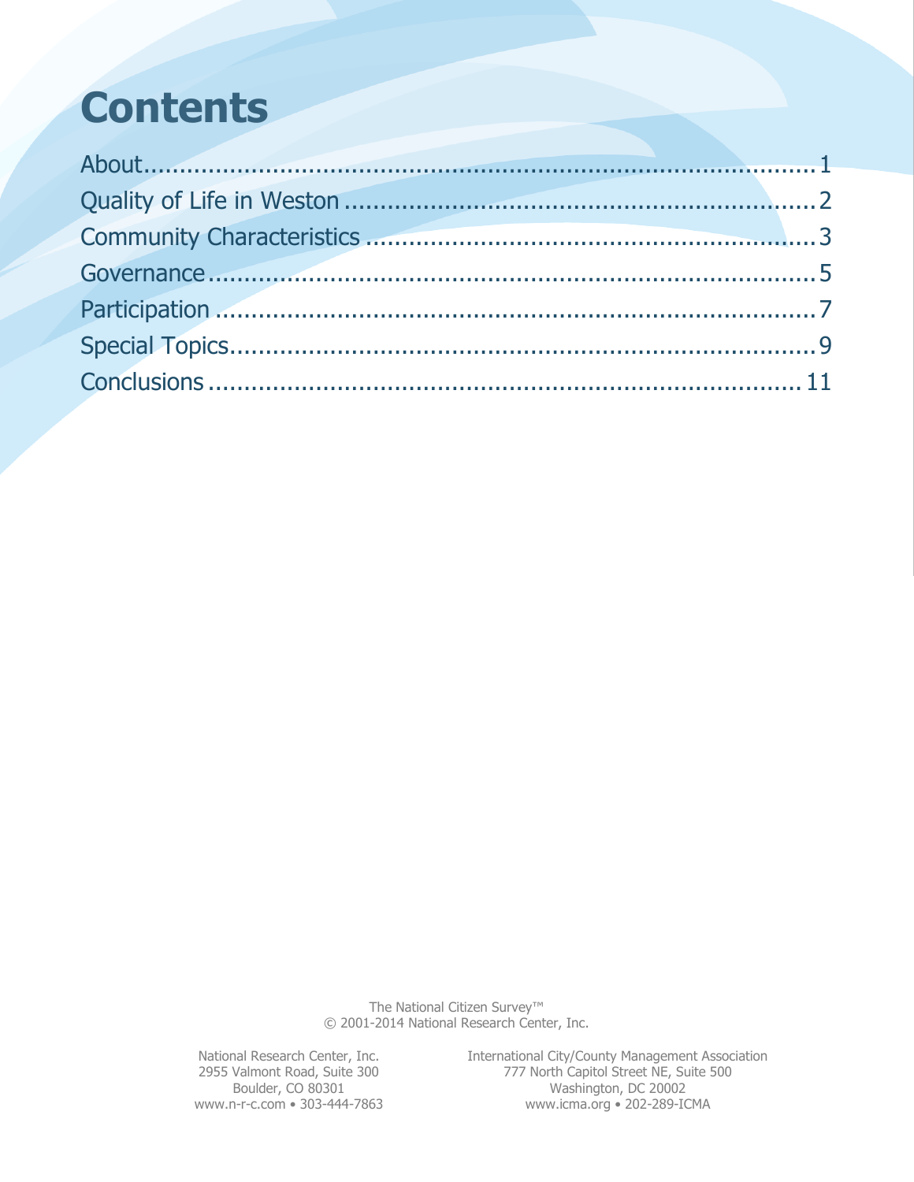# Contents

About....................................................................................1
Quality of Life in Weston..................................................................2
Community Characteristics..................................................................3
Governance...............................................................................5
Participation.............................................................................7
Special Topics............................................................................9
Conclusions..............................................................................11

The National Citizen Survey™
© 2001-2014 National Research Center, Inc.

National Research Center, Inc.
2955 Valmont Road, Suite 300
Boulder, CO 80301
www.n-r-c.com • 303-444-7863

International City/County Management Association
777 North Capitol Street NE, Suite 500
Washington, DC 20002
www.icma.org • 202-289-ICMA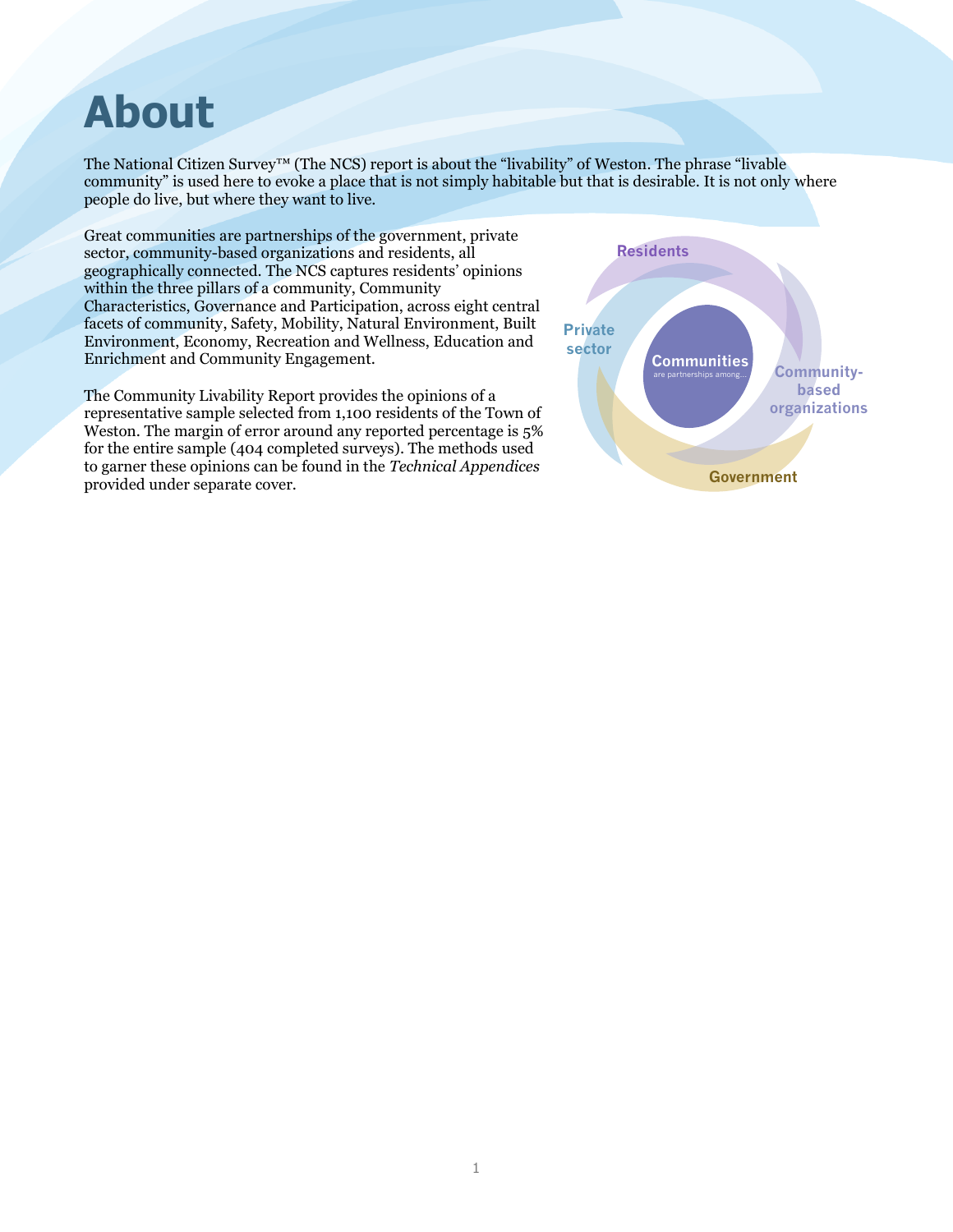# About

The National Citizen Survey™ (The NCS) report is about the "livability" of Weston. The phrase "livable community" is used here to evoke a place that is not simply habitable but that is desirable. It is not only where people do live, but where they want to live.

Great communities are partnerships of the government, private sector, community-based organizations and residents, all geographically connected. The NCS captures residents' opinions within the three pillars of a community, Community Characteristics, Governance and Participation, across eight central facets of community, Safety, Mobility, Natural Environment, Built Environment, Economy, Recreation and Wellness, Education and Enrichment and Community Engagement.

The Community Livability Report provides the opinions of a representative sample selected from 1,100 residents of the Town of Weston. The margin of error around any reported percentage is 5% for the entire sample (404 completed surveys). The methods used to garner these opinions can be found in the *Technical Appendices* provided under separate cover.

Residents

Private sector

Communities
are partnerships among...

Community-based organizations

Government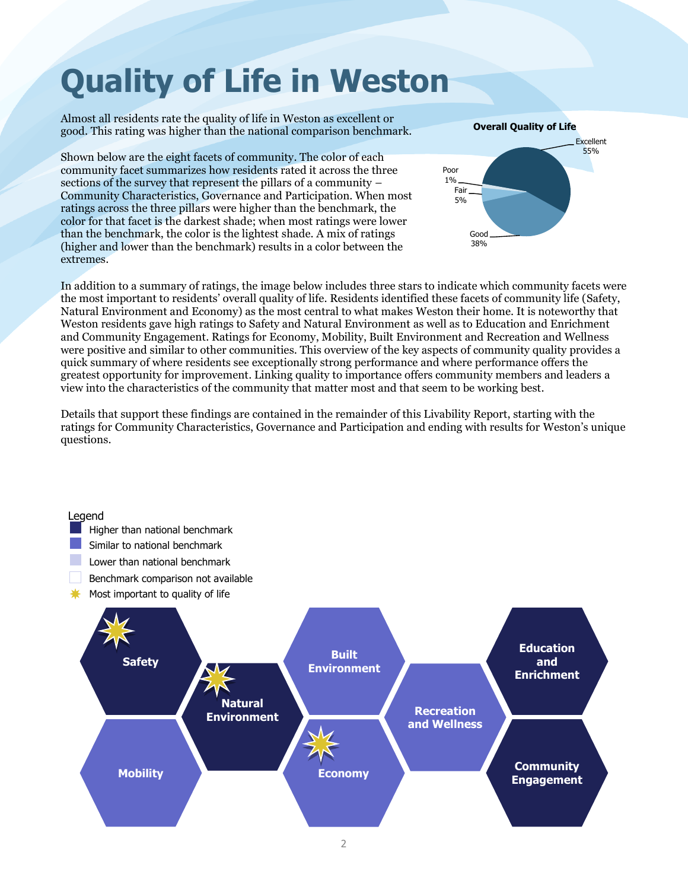# Quality of Life in Weston

Almost all residents rate the quality of life in Weston as excellent or good. This rating was higher than the national comparison benchmark.

Shown below are the eight facets of community. The color of each community facet summarizes how residents rated it across the three sections of the survey that represent the pillars of a community – Community Characteristics, Governance and Participation. When most ratings across the three pillars were higher than the benchmark, the color for that facet is the darkest shade; when most ratings were lower than the benchmark, the color is the lightest shade. A mix of ratings (higher and lower than the benchmark) results in a color between the extremes.

**Overall Quality of Life**

| Rating | Percent |
|---|---|
| Excellent | 55% |
| Good | 38% |
| Fair | 5% |
| Poor | 1% |

In addition to a summary of ratings, the image below includes three stars to indicate which community facets were the most important to residents' overall quality of life. Residents identified these facets of community life (Safety, Natural Environment and Economy) as the most central to what makes Weston their home. It is noteworthy that Weston residents gave high ratings to Safety and Natural Environment as well as to Education and Enrichment and Community Engagement. Ratings for Economy, Mobility, Built Environment and Recreation and Wellness were positive and similar to other communities. This overview of the key aspects of community quality provides a quick summary of where residents see exceptionally strong performance and where performance offers the greatest opportunity for improvement. Linking quality to importance offers community members and leaders a view into the characteristics of the community that matter most and that seem to be working best.

Details that support these findings are contained in the remainder of this Livability Report, starting with the ratings for Community Characteristics, Governance and Participation and ending with results for Weston's unique questions.

Legend
- Higher than national benchmark
- Similar to national benchmark
- Lower than national benchmark
- Benchmark comparison not available
- Most important to quality of life

| Facet | Comparison to national benchmark | Most important to quality of life |
|---|---|---|
| Safety | Higher | ✱ |
| Natural Environment | Higher | ✱ |
| Built Environment | Similar | |
| Recreation and Wellness | Similar | |
| Education and Enrichment | Higher | |
| Mobility | Similar | |
| Economy | Similar | ✱ |
| Community Engagement | Higher | |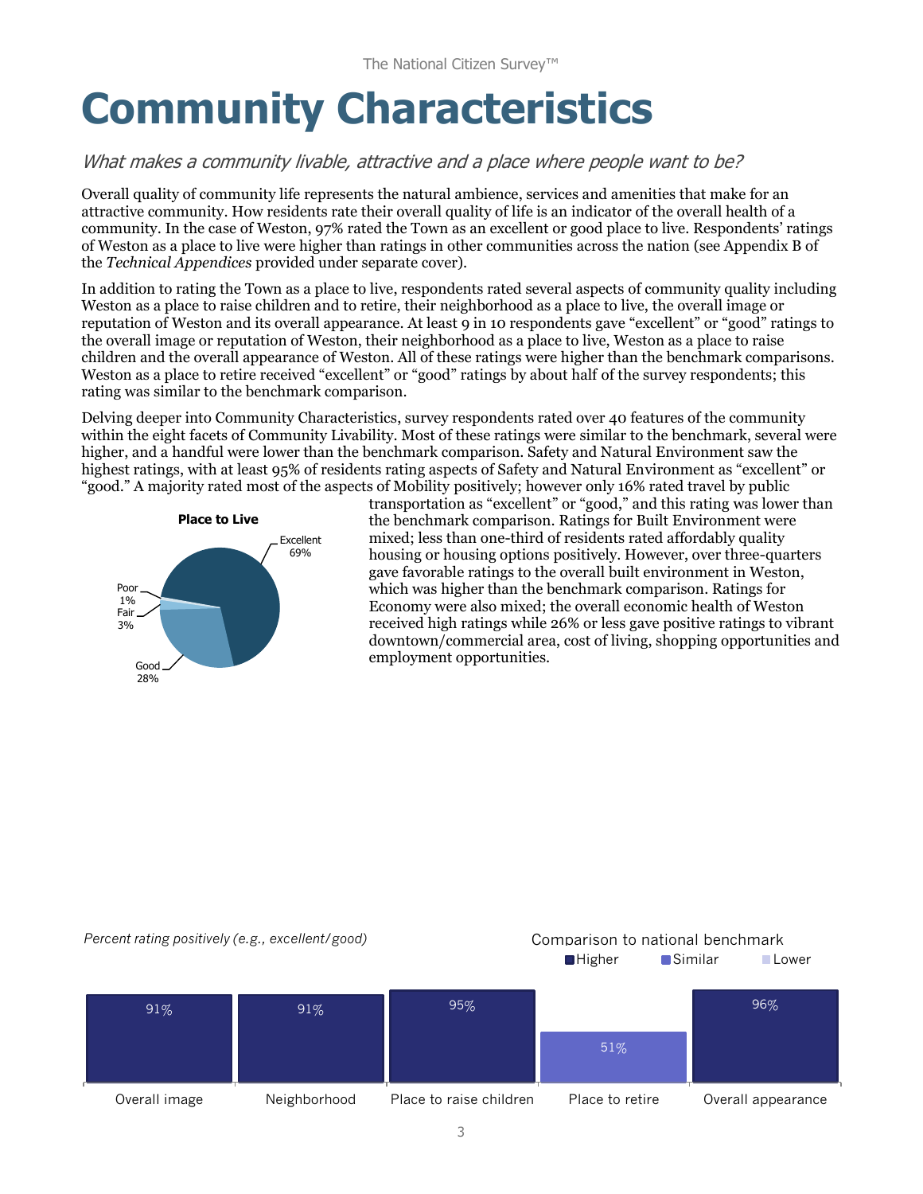# Community Characteristics

*What makes a community livable, attractive and a place where people want to be?*

Overall quality of community life represents the natural ambience, services and amenities that make for an attractive community. How residents rate their overall quality of life is an indicator of the overall health of a community. In the case of Weston, 97% rated the Town as an excellent or good place to live. Respondents' ratings of Weston as a place to live were higher than ratings in other communities across the nation (see Appendix B of the *Technical Appendices* provided under separate cover).

In addition to rating the Town as a place to live, respondents rated several aspects of community quality including Weston as a place to raise children and to retire, their neighborhood as a place to live, the overall image or reputation of Weston and its overall appearance. At least 9 in 10 respondents gave "excellent" or "good" ratings to the overall image or reputation of Weston, their neighborhood as a place to live, Weston as a place to raise children and the overall appearance of Weston. All of these ratings were higher than the benchmark comparisons. Weston as a place to retire received "excellent" or "good" ratings by about half of the survey respondents; this rating was similar to the benchmark comparison.

Delving deeper into Community Characteristics, survey respondents rated over 40 features of the community within the eight facets of Community Livability. Most of these ratings were similar to the benchmark, several were higher, and a handful were lower than the benchmark comparison. Safety and Natural Environment saw the highest ratings, with at least 95% of residents rating aspects of Safety and Natural Environment as "excellent" or "good." A majority rated most of the aspects of Mobility positively; however only 16% rated travel by public transportation as "excellent" or "good," and this rating was lower than the benchmark comparison. Ratings for Built Environment were mixed; less than one-third of residents rated affordably quality housing or housing options positively. However, over three-quarters gave favorable ratings to the overall built environment in Weston, which was higher than the benchmark comparison. Ratings for Economy were also mixed; the overall economic health of Weston received high ratings while 26% or less gave positive ratings to vibrant downtown/commercial area, cost of living, shopping opportunities and employment opportunities.

**Place to Live**

| Rating | Percent |
|---|---|
| Excellent | 69% |
| Good | 28% |
| Fair | 3% |
| Poor | 1% |

*Percent rating positively (e.g., excellent/good)*

Comparison to national benchmark: Higher, Similar, Lower

| Item | Percent | Comparison |
|---|---|---|
| Overall image | 91% | Higher |
| Neighborhood | 91% | Higher |
| Place to raise children | 95% | Higher |
| Place to retire | 51% | Similar |
| Overall appearance | 96% | Higher |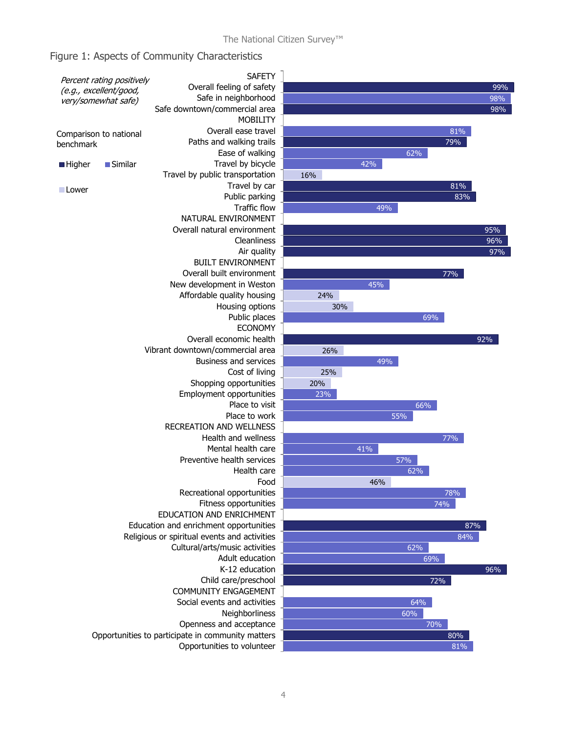## Figure 1: Aspects of Community Characteristics

*Percent rating positively (e.g., excellent/good, very/somewhat safe)*

Comparison to national benchmark: Higher / Similar / Lower

| Category | Percent | Comparison |
|---|---|---|
| **SAFETY** | | |
| Overall feeling of safety | 99% | Higher |
| Safe in neighborhood | 98% | Similar |
| Safe downtown/commercial area | 98% | Higher |
| **MOBILITY** | | |
| Overall ease travel | 81% | Similar |
| Paths and walking trails | 79% | Higher |
| Ease of walking | 62% | Similar |
| Travel by bicycle | 42% | Similar |
| Travel by public transportation | 16% | Lower |
| Travel by car | 81% | Higher |
| Public parking | 83% | Higher |
| Traffic flow | 49% | Similar |
| **NATURAL ENVIRONMENT** | | |
| Overall natural environment | 95% | Higher |
| Cleanliness | 96% | Higher |
| Air quality | 97% | Higher |
| **BUILT ENVIRONMENT** | | |
| Overall built environment | 77% | Higher |
| New development in Weston | 45% | Similar |
| Affordable quality housing | 24% | Lower |
| Housing options | 30% | Lower |
| Public places | 69% | Similar |
| **ECONOMY** | | |
| Overall economic health | 92% | Higher |
| Vibrant downtown/commercial area | 26% | Lower |
| Business and services | 49% | Similar |
| Cost of living | 25% | Lower |
| Shopping opportunities | 20% | Lower |
| Employment opportunities | 23% | Similar |
| Place to visit | 66% | Similar |
| Place to work | 55% | Similar |
| **RECREATION AND WELLNESS** | | |
| Health and wellness | 77% | Similar |
| Mental health care | 41% | Similar |
| Preventive health services | 57% | Similar |
| Health care | 62% | Similar |
| Food | 46% | Lower |
| Recreational opportunities | 78% | Similar |
| Fitness opportunities | 74% | Similar |
| **EDUCATION AND ENRICHMENT** | | |
| Education and enrichment opportunities | 87% | Higher |
| Religious or spiritual events and activities | 84% | Similar |
| Cultural/arts/music activities | 62% | Similar |
| Adult education | 69% | Similar |
| K-12 education | 96% | Higher |
| Child care/preschool | 72% | Higher |
| **COMMUNITY ENGAGEMENT** | | |
| Social events and activities | 64% | Similar |
| Neighborliness | 60% | Similar |
| Openness and acceptance | 70% | Similar |
| Opportunities to participate in community matters | 80% | Higher |
| Opportunities to volunteer | 81% | Similar |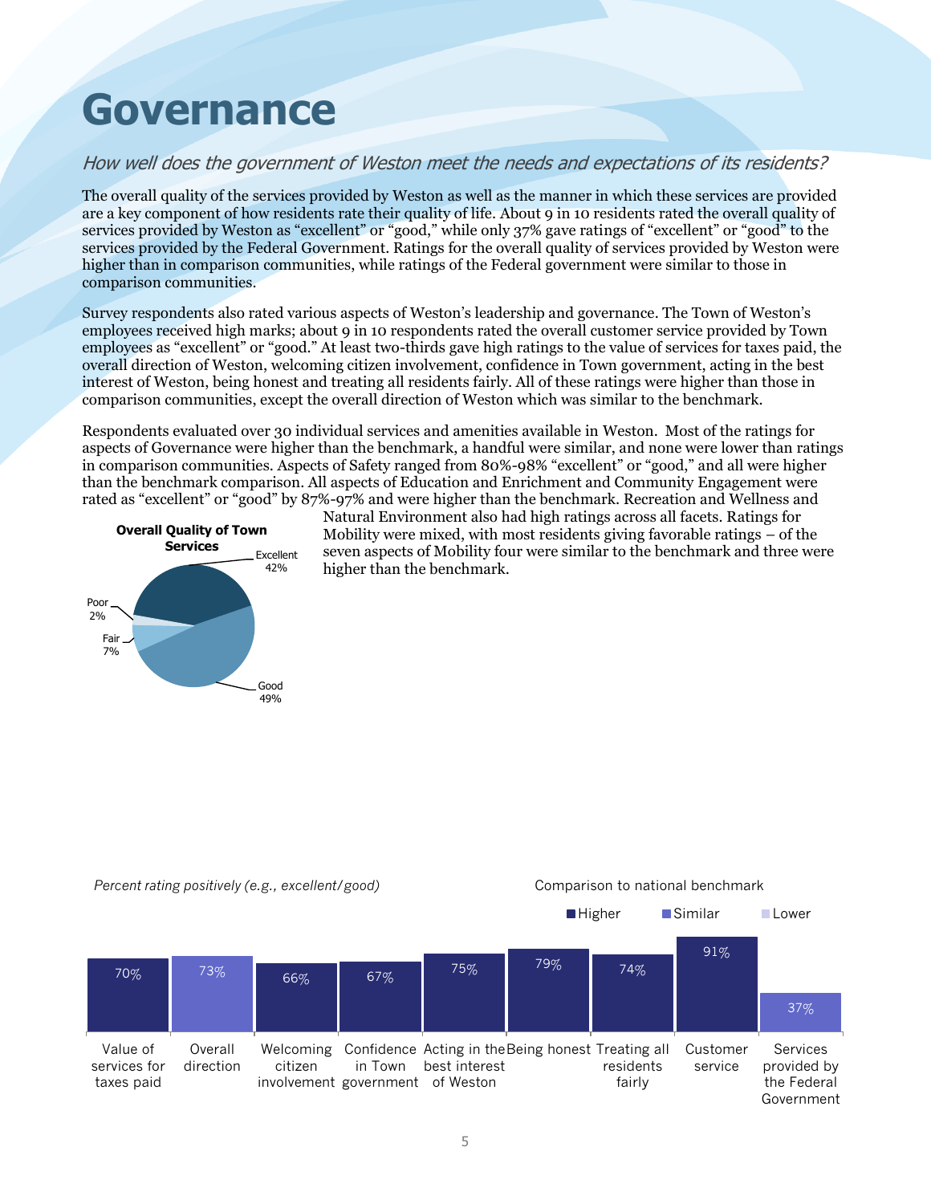# Governance

*How well does the government of Weston meet the needs and expectations of its residents?*

The overall quality of the services provided by Weston as well as the manner in which these services are provided are a key component of how residents rate their quality of life. About 9 in 10 residents rated the overall quality of services provided by Weston as "excellent" or "good," while only 37% gave ratings of "excellent" or "good" to the services provided by the Federal Government. Ratings for the overall quality of services provided by Weston were higher than in comparison communities, while ratings of the Federal government were similar to those in comparison communities.

Survey respondents also rated various aspects of Weston's leadership and governance. The Town of Weston's employees received high marks; about 9 in 10 respondents rated the overall customer service provided by Town employees as "excellent" or "good." At least two-thirds gave high ratings to the value of services for taxes paid, the overall direction of Weston, welcoming citizen involvement, confidence in Town government, acting in the best interest of Weston, being honest and treating all residents fairly. All of these ratings were higher than those in comparison communities, except the overall direction of Weston which was similar to the benchmark.

Respondents evaluated over 30 individual services and amenities available in Weston. Most of the ratings for aspects of Governance were higher than the benchmark, a handful were similar, and none were lower than ratings in comparison communities. Aspects of Safety ranged from 80%-98% "excellent" or "good," and all were higher than the benchmark comparison. All aspects of Education and Enrichment and Community Engagement were rated as "excellent" or "good" by 87%-97% and were higher than the benchmark. Recreation and Wellness and Natural Environment also had high ratings across all facets. Ratings for Mobility were mixed, with most residents giving favorable ratings – of the seven aspects of Mobility four were similar to the benchmark and three were higher than the benchmark.

**Overall Quality of Town Services**

| Rating | Percent |
|---|---|
| Excellent | 42% |
| Good | 49% |
| Fair | 7% |
| Poor | 2% |

*Percent rating positively (e.g., excellent/good)* — Comparison to national benchmark

| Aspect | Percent | Comparison to national benchmark |
|---|---|---|
| Value of services for taxes paid | 70% | Higher |
| Overall direction | 73% | Similar |
| Welcoming citizen involvement | 66% | Higher |
| Confidence in Town government | 67% | Higher |
| Acting in the best interest of Weston | 75% | Higher |
| Being honest | 79% | Higher |
| Treating all residents fairly | 74% | Higher |
| Customer service | 91% | Higher |
| Services provided by the Federal Government | 37% | Similar |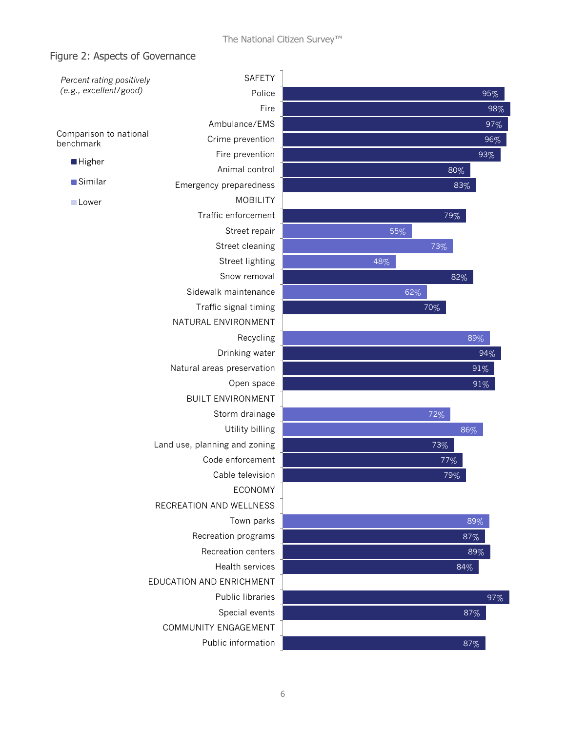## Figure 2: Aspects of Governance

*Percent rating positively (e.g., excellent/good)*

Comparison to national benchmark: Higher / Similar / Lower

| Category | Item | Percent rating positively | Comparison to national benchmark |
|---|---|---|---|
| SAFETY | Police | 95% | Higher |
| | Fire | 98% | Higher |
| | Ambulance/EMS | 97% | Higher |
| | Crime prevention | 96% | Higher |
| | Fire prevention | 93% | Higher |
| | Animal control | 80% | Higher |
| | Emergency preparedness | 83% | Higher |
| MOBILITY | Traffic enforcement | 79% | Higher |
| | Street repair | 55% | Similar |
| | Street cleaning | 73% | Similar |
| | Street lighting | 48% | Similar |
| | Snow removal | 82% | Higher |
| | Sidewalk maintenance | 62% | Similar |
| | Traffic signal timing | 70% | Higher |
| NATURAL ENVIRONMENT | Recycling | 89% | Similar |
| | Drinking water | 94% | Higher |
| | Natural areas preservation | 91% | Higher |
| | Open space | 91% | Higher |
| BUILT ENVIRONMENT | Storm drainage | 72% | Similar |
| | Utility billing | 86% | Similar |
| | Land use, planning and zoning | 73% | Higher |
| | Code enforcement | 77% | Higher |
| | Cable television | 79% | Higher |
| ECONOMY | | | |
| RECREATION AND WELLNESS | Town parks | 89% | Similar |
| | Recreation programs | 87% | Higher |
| | Recreation centers | 89% | Higher |
| | Health services | 84% | Higher |
| EDUCATION AND ENRICHMENT | Public libraries | 97% | Higher |
| | Special events | 87% | Higher |
| COMMUNITY ENGAGEMENT | Public information | 87% | Higher |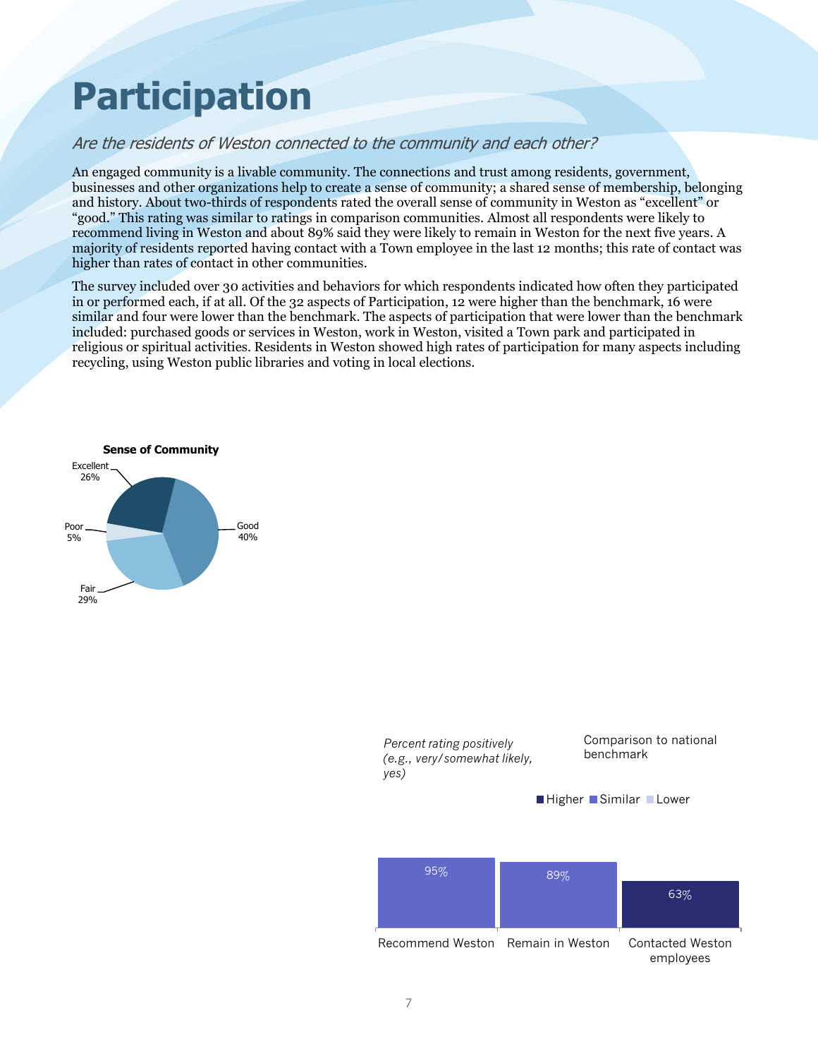# Participation

*Are the residents of Weston connected to the community and each other?*

An engaged community is a livable community. The connections and trust among residents, government, businesses and other organizations help to create a sense of community; a shared sense of membership, belonging and history. About two-thirds of respondents rated the overall sense of community in Weston as "excellent" or "good." This rating was similar to ratings in comparison communities. Almost all respondents were likely to recommend living in Weston and about 89% said they were likely to remain in Weston for the next five years. A majority of residents reported having contact with a Town employee in the last 12 months; this rate of contact was higher than rates of contact in other communities.

The survey included over 30 activities and behaviors for which respondents indicated how often they participated in or performed each, if at all. Of the 32 aspects of Participation, 12 were higher than the benchmark, 16 were similar and four were lower than the benchmark. The aspects of participation that were lower than the benchmark included: purchased goods or services in Weston, work in Weston, visited a Town park and participated in religious or spiritual activities. Residents in Weston showed high rates of participation for many aspects including recycling, using Weston public libraries and voting in local elections.

**Sense of Community**

| Rating | Percent |
|---|---|
| Excellent | 26% |
| Good | 40% |
| Fair | 29% |
| Poor | 5% |

*Percent rating positively (e.g., very/somewhat likely, yes)*

Comparison to national benchmark: Higher / Similar / Lower

| Item | Percent | Comparison to national benchmark |
|---|---|---|
| Recommend Weston | 95% | Similar |
| Remain in Weston | 89% | Similar |
| Contacted Weston employees | 63% | Higher |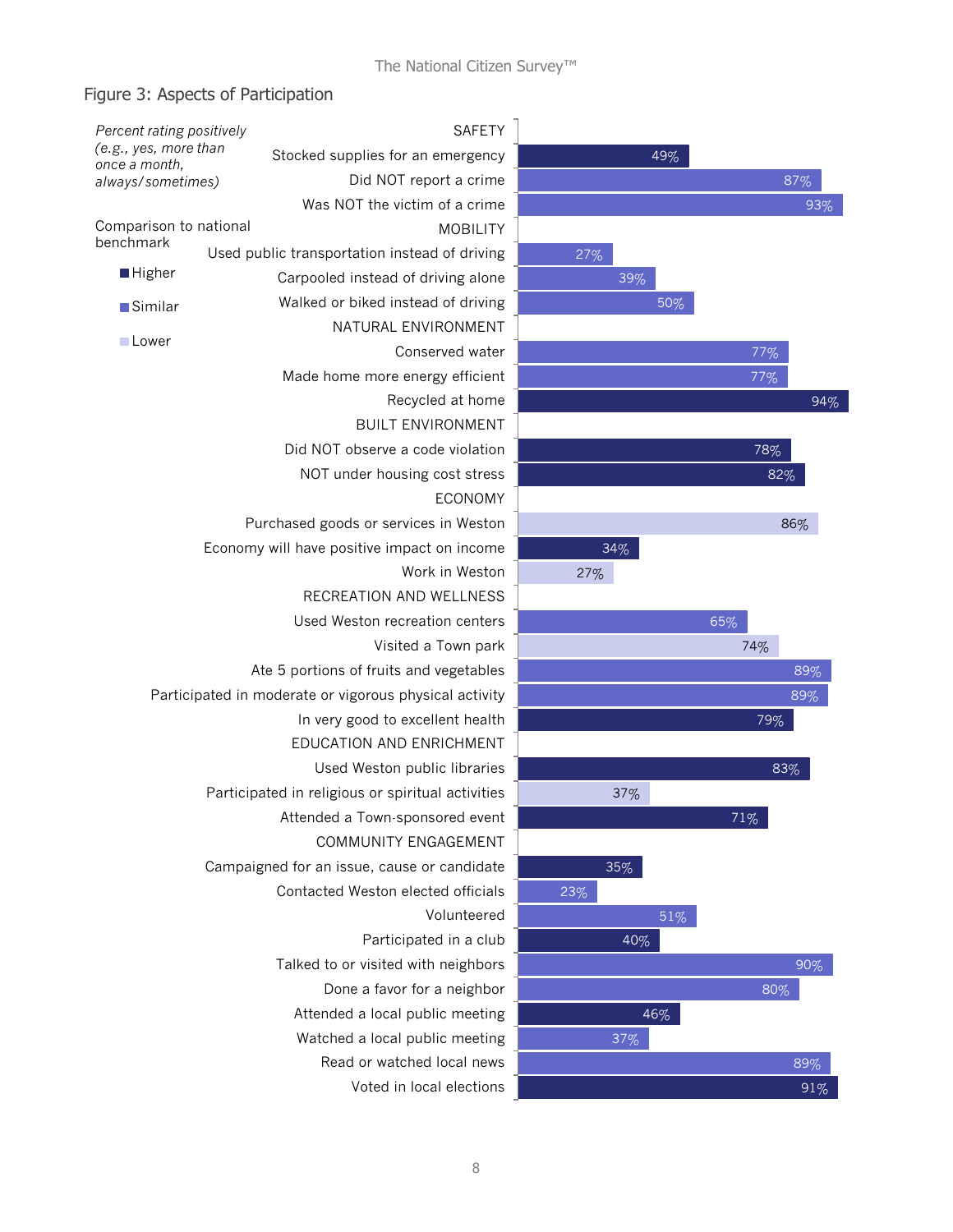## Figure 3: Aspects of Participation

*Percent rating positively (e.g., yes, more than once a month, always/sometimes)*

Comparison to national benchmark: Higher / Similar / Lower

| Category / Item | Percent | Comparison to national benchmark |
|---|---|---|
| **SAFETY** | | |
| Stocked supplies for an emergency | 49% | Higher |
| Did NOT report a crime | 87% | Similar |
| Was NOT the victim of a crime | 93% | Similar |
| **MOBILITY** | | |
| Used public transportation instead of driving | 27% | Similar |
| Carpooled instead of driving alone | 39% | Similar |
| Walked or biked instead of driving | 50% | Similar |
| **NATURAL ENVIRONMENT** | | |
| Conserved water | 77% | Similar |
| Made home more energy efficient | 77% | Similar |
| Recycled at home | 94% | Higher |
| **BUILT ENVIRONMENT** | | |
| Did NOT observe a code violation | 78% | Higher |
| NOT under housing cost stress | 82% | Higher |
| **ECONOMY** | | |
| Purchased goods or services in Weston | 86% | Lower |
| Economy will have positive impact on income | 34% | Higher |
| Work in Weston | 27% | Lower |
| **RECREATION AND WELLNESS** | | |
| Used Weston recreation centers | 65% | Similar |
| Visited a Town park | 74% | Lower |
| Ate 5 portions of fruits and vegetables | 89% | Similar |
| Participated in moderate or vigorous physical activity | 89% | Similar |
| In very good to excellent health | 79% | Higher |
| **EDUCATION AND ENRICHMENT** | | |
| Used Weston public libraries | 83% | Higher |
| Participated in religious or spiritual activities | 37% | Lower |
| Attended a Town-sponsored event | 71% | Higher |
| **COMMUNITY ENGAGEMENT** | | |
| Campaigned for an issue, cause or candidate | 35% | Higher |
| Contacted Weston elected officials | 23% | Similar |
| Volunteered | 51% | Similar |
| Participated in a club | 40% | Higher |
| Talked to or visited with neighbors | 90% | Similar |
| Done a favor for a neighbor | 80% | Similar |
| Attended a local public meeting | 46% | Higher |
| Watched a local public meeting | 37% | Similar |
| Read or watched local news | 89% | Similar |
| Voted in local elections | 91% | Higher |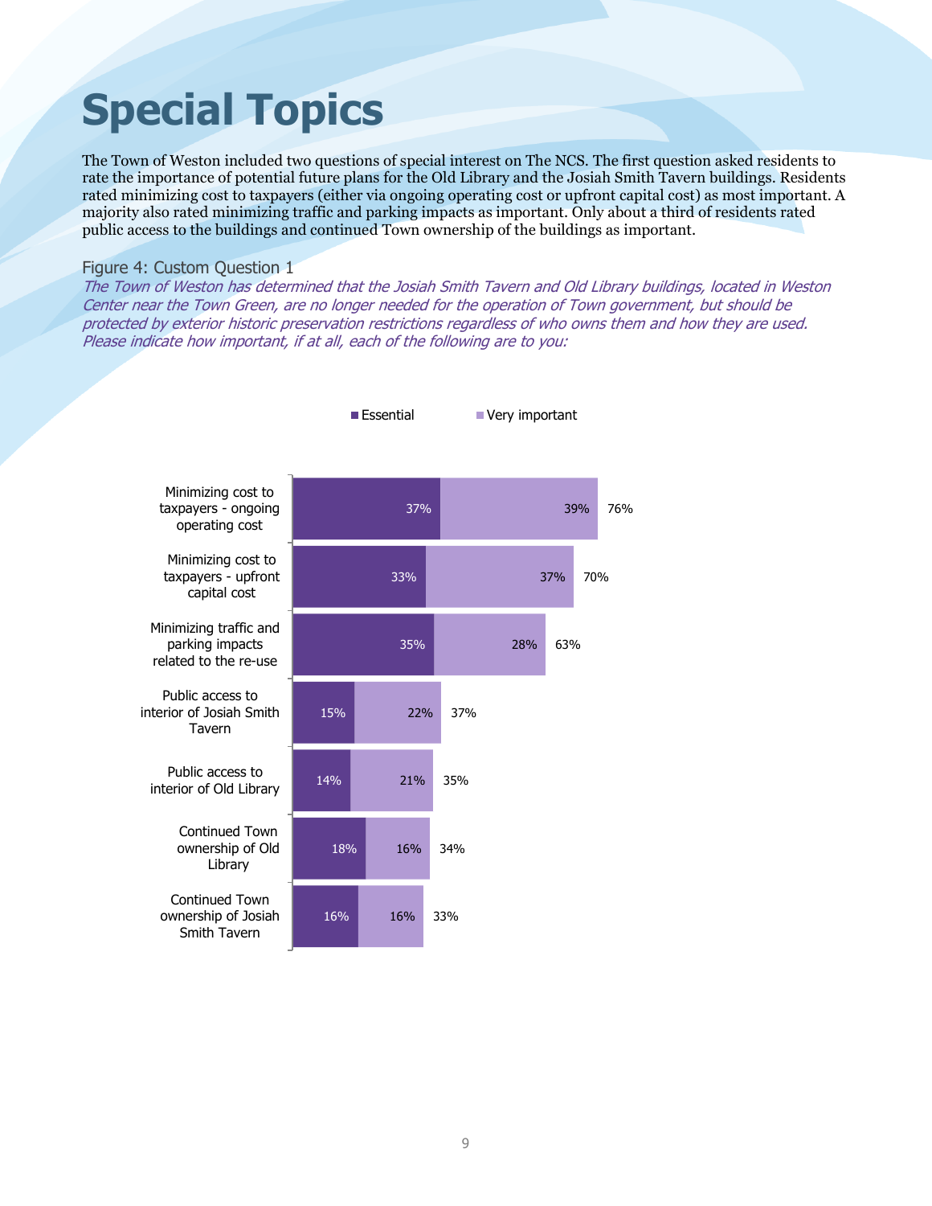# Special Topics

The Town of Weston included two questions of special interest on The NCS. The first question asked residents to rate the importance of potential future plans for the Old Library and the Josiah Smith Tavern buildings. Residents rated minimizing cost to taxpayers (either via ongoing operating cost or upfront capital cost) as most important. A majority also rated minimizing traffic and parking impacts as important. Only about a third of residents rated public access to the buildings and continued Town ownership of the buildings as important.

Figure 4: Custom Question 1

*The Town of Weston has determined that the Josiah Smith Tavern and Old Library buildings, located in Weston Center near the Town Green, are no longer needed for the operation of Town government, but should be protected by exterior historic preservation restrictions regardless of who owns them and how they are used. Please indicate how important, if at all, each of the following are to you:*

| | Essential | Very important | Total |
|---|---|---|---|
| Minimizing cost to taxpayers - ongoing operating cost | 37% | 39% | 76% |
| Minimizing cost to taxpayers - upfront capital cost | 33% | 37% | 70% |
| Minimizing traffic and parking impacts related to the re-use | 35% | 28% | 63% |
| Public access to interior of Josiah Smith Tavern | 15% | 22% | 37% |
| Public access to interior of Old Library | 14% | 21% | 35% |
| Continued Town ownership of Old Library | 18% | 16% | 34% |
| Continued Town ownership of Josiah Smith Tavern | 16% | 16% | 33% |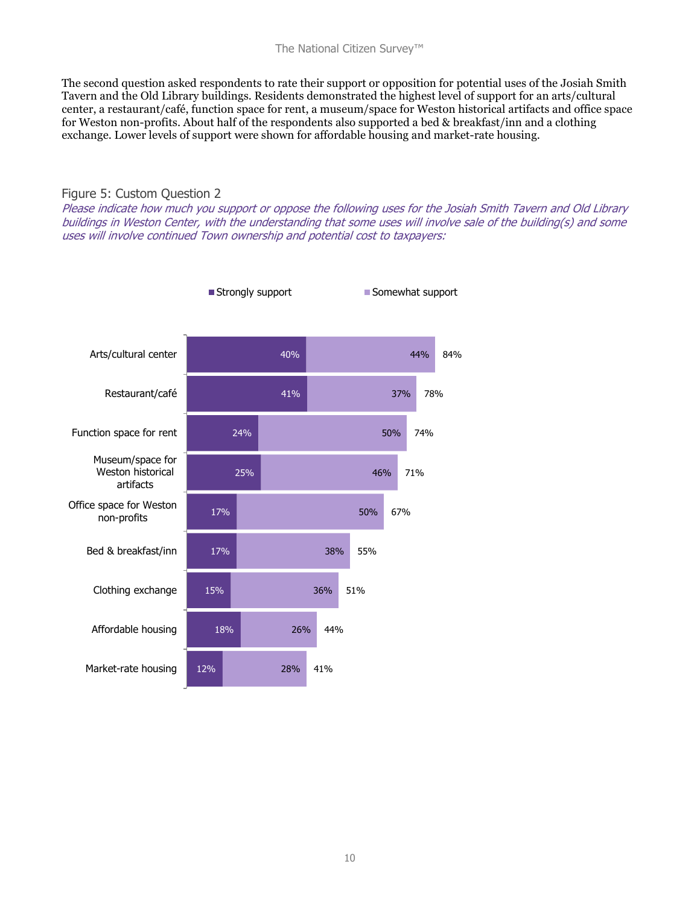The second question asked respondents to rate their support or opposition for potential uses of the Josiah Smith Tavern and the Old Library buildings. Residents demonstrated the highest level of support for an arts/cultural center, a restaurant/café, function space for rent, a museum/space for Weston historical artifacts and office space for Weston non-profits. About half of the respondents also supported a bed & breakfast/inn and a clothing exchange. Lower levels of support were shown for affordable housing and market-rate housing.

Figure 5: Custom Question 2

*Please indicate how much you support or oppose the following uses for the Josiah Smith Tavern and Old Library buildings in Weston Center, with the understanding that some uses will involve sale of the building(s) and some uses will involve continued Town ownership and potential cost to taxpayers:*

| Use | Strongly support | Somewhat support | Total |
|---|---|---|---|
| Arts/cultural center | 40% | 44% | 84% |
| Restaurant/café | 41% | 37% | 78% |
| Function space for rent | 24% | 50% | 74% |
| Museum/space for Weston historical artifacts | 25% | 46% | 71% |
| Office space for Weston non-profits | 17% | 50% | 67% |
| Bed & breakfast/inn | 17% | 38% | 55% |
| Clothing exchange | 15% | 36% | 51% |
| Affordable housing | 18% | 26% | 44% |
| Market-rate housing | 12% | 28% | 41% |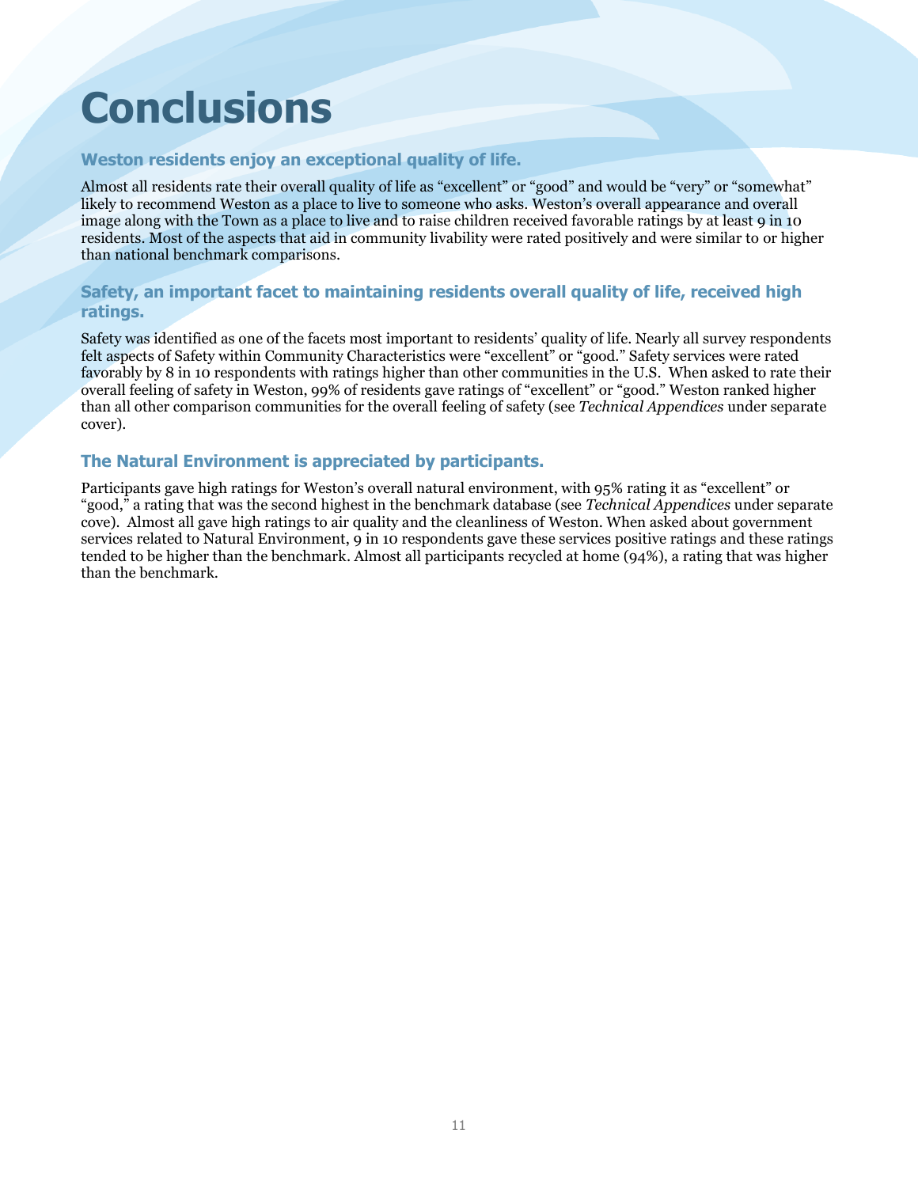# Conclusions

## Weston residents enjoy an exceptional quality of life.

Almost all residents rate their overall quality of life as "excellent" or "good" and would be "very" or "somewhat" likely to recommend Weston as a place to live to someone who asks. Weston's overall appearance and overall image along with the Town as a place to live and to raise children received favorable ratings by at least 9 in 10 residents. Most of the aspects that aid in community livability were rated positively and were similar to or higher than national benchmark comparisons.

## Safety, an important facet to maintaining residents overall quality of life, received high ratings.

Safety was identified as one of the facets most important to residents' quality of life. Nearly all survey respondents felt aspects of Safety within Community Characteristics were "excellent" or "good." Safety services were rated favorably by 8 in 10 respondents with ratings higher than other communities in the U.S. When asked to rate their overall feeling of safety in Weston, 99% of residents gave ratings of "excellent" or "good." Weston ranked higher than all other comparison communities for the overall feeling of safety (see *Technical Appendices* under separate cover).

## The Natural Environment is appreciated by participants.

Participants gave high ratings for Weston's overall natural environment, with 95% rating it as "excellent" or "good," a rating that was the second highest in the benchmark database (see *Technical Appendices* under separate cove). Almost all gave high ratings to air quality and the cleanliness of Weston. When asked about government services related to Natural Environment, 9 in 10 respondents gave these services positive ratings and these ratings tended to be higher than the benchmark. Almost all participants recycled at home (94%), a rating that was higher than the benchmark.